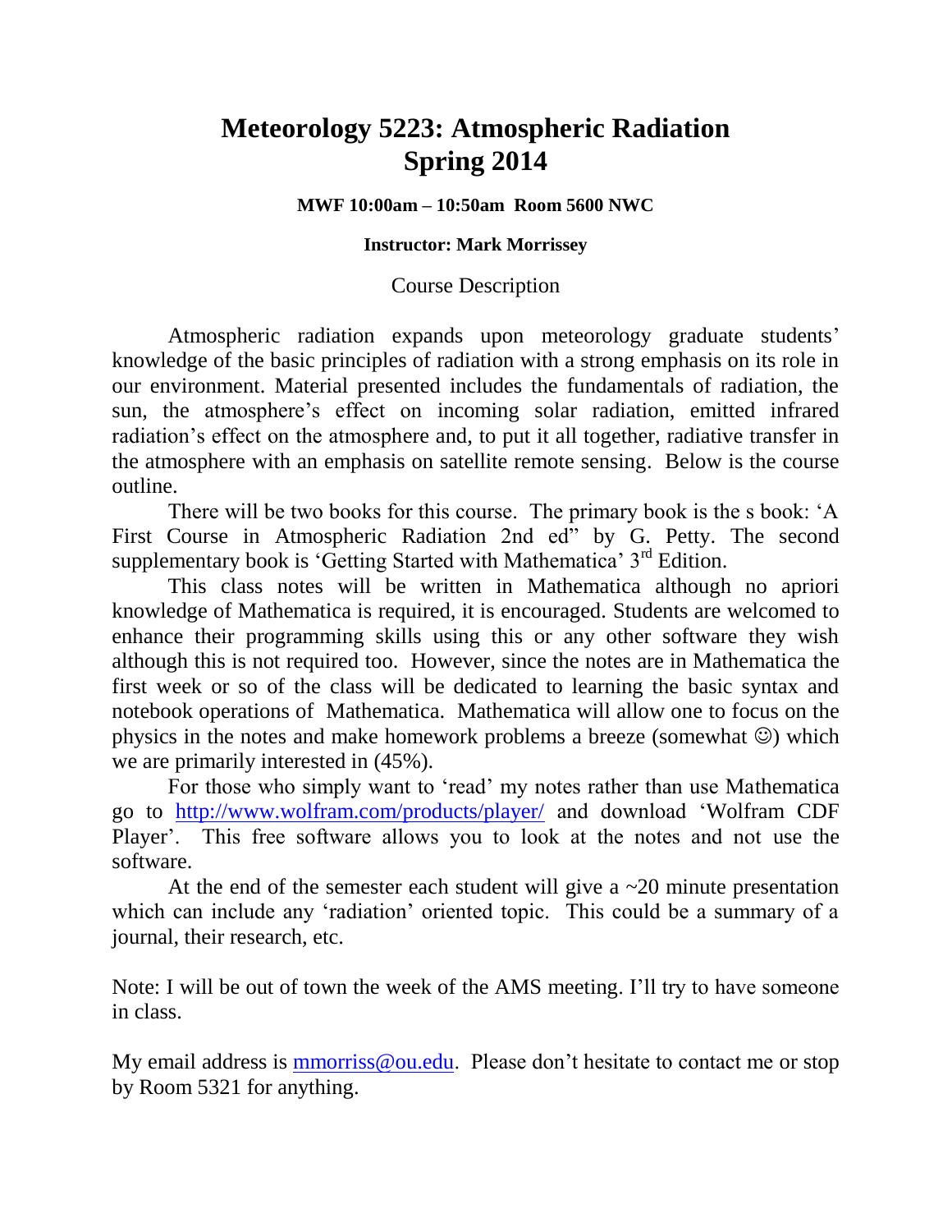# Meteorology 5223: Atmospheric Radiation
# Spring 2014

**MWF 10:00am – 10:50am Room 5600 NWC**

**Instructor: Mark Morrissey**

## Course Description

Atmospheric radiation expands upon meteorology graduate students' knowledge of the basic principles of radiation with a strong emphasis on its role in our environment. Material presented includes the fundamentals of radiation, the sun, the atmosphere's effect on incoming solar radiation, emitted infrared radiation's effect on the atmosphere and, to put it all together, radiative transfer in the atmosphere with an emphasis on satellite remote sensing. Below is the course outline.

There will be two books for this course. The primary book is the s book: 'A First Course in Atmospheric Radiation 2nd ed" by G. Petty. The second supplementary book is 'Getting Started with Mathematica' 3rd Edition.

This class notes will be written in Mathematica although no apriori knowledge of Mathematica is required, it is encouraged. Students are welcomed to enhance their programming skills using this or any other software they wish although this is not required too. However, since the notes are in Mathematica the first week or so of the class will be dedicated to learning the basic syntax and notebook operations of Mathematica. Mathematica will allow one to focus on the physics in the notes and make homework problems a breeze (somewhat ☺) which we are primarily interested in (45%).

For those who simply want to 'read' my notes rather than use Mathematica go to http://www.wolfram.com/products/player/ and download 'Wolfram CDF Player'. This free software allows you to look at the notes and not use the software.

At the end of the semester each student will give a ~20 minute presentation which can include any 'radiation' oriented topic. This could be a summary of a journal, their research, etc.

Note: I will be out of town the week of the AMS meeting. I'll try to have someone in class.

My email address is mmorriss@ou.edu. Please don't hesitate to contact me or stop by Room 5321 for anything.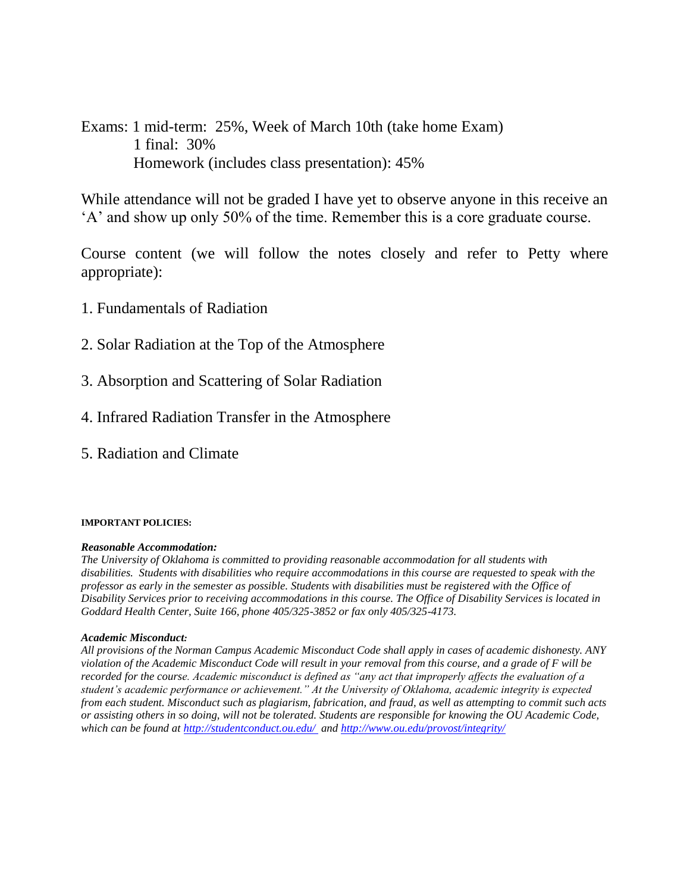Exams: 1 mid-term: 25%, Week of March 10th (take home Exam)
1 final: 30%
Homework (includes class presentation): 45%

While attendance will not be graded I have yet to observe anyone in this receive an 'A' and show up only 50% of the time. Remember this is a core graduate course.

Course content (we will follow the notes closely and refer to Petty where appropriate):

1. Fundamentals of Radiation

2. Solar Radiation at the Top of the Atmosphere

3. Absorption and Scattering of Solar Radiation

4. Infrared Radiation Transfer in the Atmosphere

5. Radiation and Climate

**IMPORTANT POLICIES:**

***Reasonable Accommodation:***

*The University of Oklahoma is committed to providing reasonable accommodation for all students with disabilities. Students with disabilities who require accommodations in this course are requested to speak with the professor as early in the semester as possible. Students with disabilities must be registered with the Office of Disability Services prior to receiving accommodations in this course. The Office of Disability Services is located in Goddard Health Center, Suite 166, phone 405/325-3852 or fax only 405/325-4173.*

***Academic Misconduct:***

*All provisions of the Norman Campus Academic Misconduct Code shall apply in cases of academic dishonesty. ANY violation of the Academic Misconduct Code will result in your removal from this course, and a grade of F will be recorded for the course. Academic misconduct is defined as "any act that improperly affects the evaluation of a student's academic performance or achievement." At the University of Oklahoma, academic integrity is expected from each student. Misconduct such as plagiarism, fabrication, and fraud, as well as attempting to commit such acts or assisting others in so doing, will not be tolerated. Students are responsible for knowing the OU Academic Code, which can be found at http://studentconduct.ou.edu/ and http://www.ou.edu/provost/integrity/*